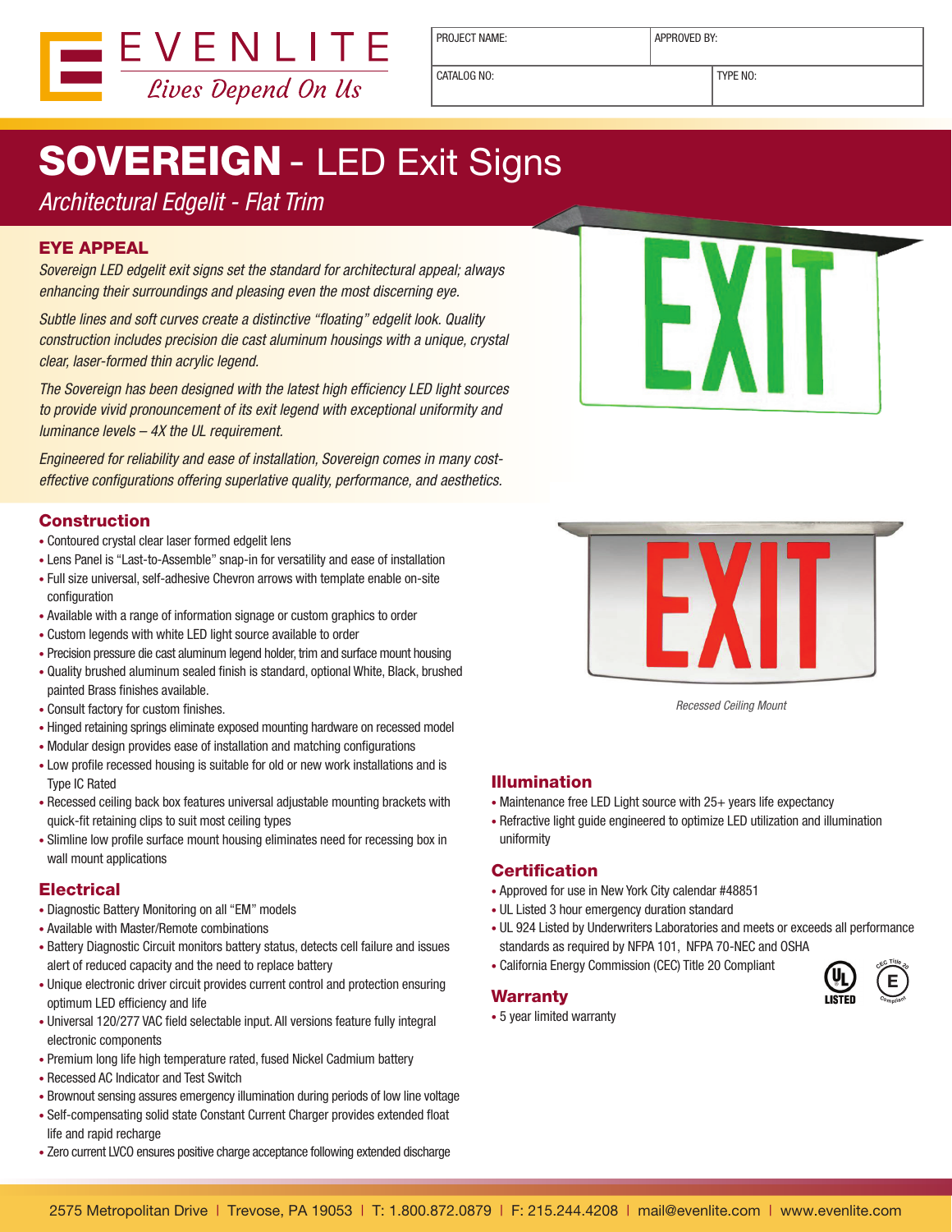EVENLITE
*Lives Depend On Us*

| PROJECT NAME: | APPROVED BY: |
|---|---|
| CATALOG NO: | TYPE NO: |

# SOVEREIGN - LED Exit Signs

*Architectural Edgelit - Flat Trim*

## EYE APPEAL

*Sovereign LED edgelit exit signs set the standard for architectural appeal; always enhancing their surroundings and pleasing even the most discerning eye.*

*Subtle lines and soft curves create a distinctive "floating" edgelit look. Quality construction includes precision die cast aluminum housings with a unique, crystal clear, laser-formed thin acrylic legend.*

*The Sovereign has been designed with the latest high efficiency LED light sources to provide vivid pronouncement of its exit legend with exceptional uniformity and luminance levels – 4X the UL requirement.*

*Engineered for reliability and ease of installation, Sovereign comes in many cost-effective configurations offering superlative quality, performance, and aesthetics.*

*Recessed Ceiling Mount*

## Construction

- Contoured crystal clear laser formed edgelit lens
- Lens Panel is "Last-to-Assemble" snap-in for versatility and ease of installation
- Full size universal, self-adhesive Chevron arrows with template enable on-site configuration
- Available with a range of information signage or custom graphics to order
- Custom legends with white LED light source available to order
- Precision pressure die cast aluminum legend holder, trim and surface mount housing
- Quality brushed aluminum sealed finish is standard, optional White, Black, brushed painted Brass finishes available.
- Consult factory for custom finishes.
- Hinged retaining springs eliminate exposed mounting hardware on recessed model
- Modular design provides ease of installation and matching configurations
- Low profile recessed housing is suitable for old or new work installations and is Type IC Rated
- Recessed ceiling back box features universal adjustable mounting brackets with quick-fit retaining clips to suit most ceiling types
- Slimline low profile surface mount housing eliminates need for recessing box in wall mount applications

## Electrical

- Diagnostic Battery Monitoring on all "EM" models
- Available with Master/Remote combinations
- Battery Diagnostic Circuit monitors battery status, detects cell failure and issues alert of reduced capacity and the need to replace battery
- Unique electronic driver circuit provides current control and protection ensuring optimum LED efficiency and life
- Universal 120/277 VAC field selectable input. All versions feature fully integral electronic components
- Premium long life high temperature rated, fused Nickel Cadmium battery
- Recessed AC Indicator and Test Switch
- Brownout sensing assures emergency illumination during periods of low line voltage
- Self-compensating solid state Constant Current Charger provides extended float life and rapid recharge
- Zero current LVCO ensures positive charge acceptance following extended discharge

## Illumination

- Maintenance free LED Light source with 25+ years life expectancy
- Refractive light guide engineered to optimize LED utilization and illumination uniformity

## Certification

- Approved for use in New York City calendar #48851
- UL Listed 3 hour emergency duration standard
- UL 924 Listed by Underwriters Laboratories and meets or exceeds all performance standards as required by NFPA 101, NFPA 70-NEC and OSHA
- California Energy Commission (CEC) Title 20 Compliant

## Warranty

- 5 year limited warranty

2575 Metropolitan Drive | Trevose, PA 19053 | T: 1.800.872.0879 | F: 215.244.4208 | mail@evenlite.com | www.evenlite.com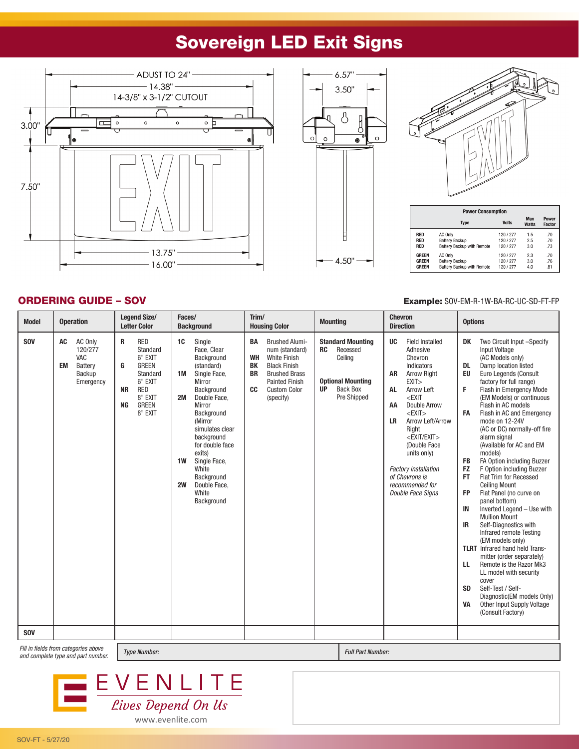# Sovereign LED Exit Signs

ADUST TO 24"
14.38"
14-3/8" x 3-1/2" CUTOUT
3.00"
7.50"
13.75"
16.00"

6.57"
3.50"
4.50"

| Power Consumption | | | | |
|---|---|---|---|---|
| | Type | Volts | Max Watts | Power Factor |
| RED | AC Only | 120 / 277 | 1.5 | .70 |
| RED | Battery Backup | 120 / 277 | 2.5 | .70 |
| RED | Battery Backup with Remote | 120 / 277 | 3.0 | .73 |
| GREEN | AC Only | 120 / 277 | 2.3 | .70 |
| GREEN | Battery Backup | 120 / 277 | 3.0 | .76 |
| GREEN | Battery Backup with Remote | 120 / 277 | 4.0 | .81 |

## ORDERING GUIDE – SOV

**Example:** SOV-EM-R-1W-BA-RC-UC-SD-FT-FP

| Model | Operation | Legend Size/ Letter Color | Faces/ Background | Trim/ Housing Color | Mounting | Chevron Direction | Options |
|---|---|---|---|---|---|---|---|
| **SOV** | **AC** AC Only 120/277 VAC<br>**EM** Battery Backup Emergency | **R** RED Standard 6" EXIT<br>**G** GREEN Standard 6" EXIT<br>**NR** RED 8" EXIT<br>**NG** GREEN 8" EXIT | **1C** Single Face, Clear Background (standard)<br>**1M** Single Face, Mirror Background<br>**2M** Double Face, Mirror Background (Mirror simulates clear background for double face exits)<br>**1W** Single Face, White Background<br>**2W** Double Face, White Background | **BA** Brushed Aluminum (standard)<br>**WH** White Finish<br>**BK** Black Finish<br>**BR** Brushed Brass Painted Finish<br>**CC** Custom Color (specify) | **Standard Mounting**<br>**RC** Recessed Ceiling<br><br>**Optional Mounting**<br>**UP** Back Box Pre Shipped | **UC** Field Installed Adhesive Chevron Indicators<br>**AR** Arrow Right EXIT><br>**AL** Arrow Left <EXIT<br>**AA** Double Arrow <EXIT><br>**LR** Arrow Left/Arrow Right <EXIT/EXIT> (Double Face units only)<br><br>*Factory installation of Chevrons is recommended for Double Face Signs* | **DK** Two Circuit Input –Specify Input Voltage (AC Models only)<br>**DL** Damp location listed<br>**EU** Euro Legends (Consult factory for full range)<br>**F** Flash in Emergency Mode (EM Models) or continuous Flash in AC models<br>**FA** Flash in AC and Emergency mode on 12-24V (AC or DC) normally-off fire alarm signal (Available for AC and EM models)<br>**FB** FA Option including Buzzer<br>**FZ** F Option including Buzzer<br>**FT** Flat Trim for Recessed Ceiling Mount<br>**FP** Flat Panel (no curve on panel bottom)<br>**IN** Inverted Legend – Use with Mullion Mount<br>**IR** Self-Diagnostics with Infrared remote Testing (EM models only)<br>**TLRT** Infrared hand held Transmitter (order separately)<br>**LL** Remote is the Razor Mk3 LL model with security cover<br>**SD** Self-Test / Self-Diagnostic(EM models Only)<br>**VA** Other Input Supply Voltage (Consult Factory) |
| **SOV** | | | | | | | |

*Fill in fields from categories above and complete type and part number.*

*Type Number:*

*Full Part Number:*

EVENLITE
*Lives Depend On Us*
www.evenlite.com

SOV-FT - 5/27/20